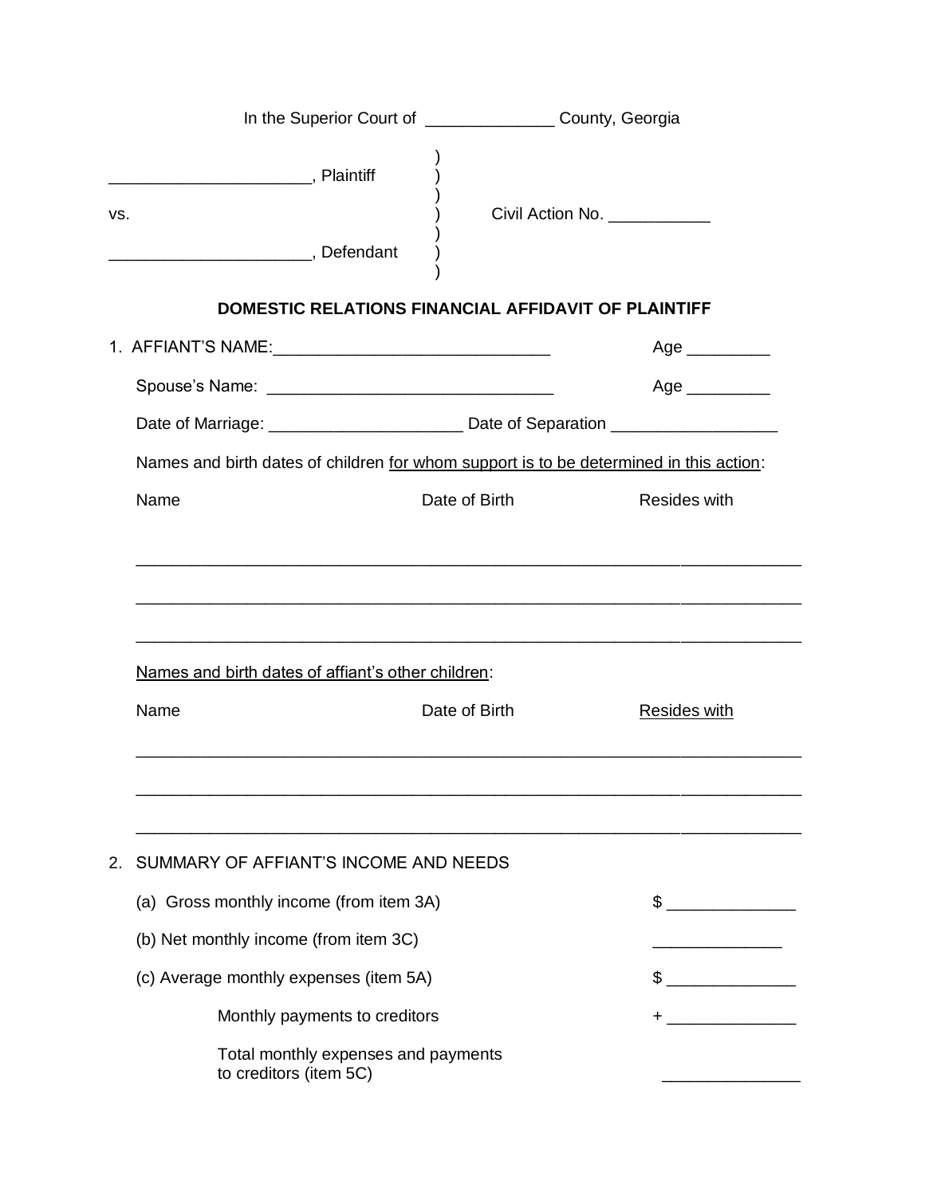In the Superior Court of ______________ County, Georgia

| | | |
|---|---|---|
| _____________________, Plaintiff | ) | |
| | ) | |
| vs. | ) | Civil Action No. ___________ |
| | ) | |
| _____________________, Defendant | ) | |

**DOMESTIC RELATIONS FINANCIAL AFFIDAVIT OF PLAINTIFF**

1. AFFIANT'S NAME:______________________________ Age _________

   Spouse's Name: _______________________________ Age _________

   Date of Marriage: _____________________ Date of Separation __________________

   Names and birth dates of children <u>for whom support is to be determined in this action</u>:

   | Name | Date of Birth | Resides with |
   |---|---|---|
   | | | |
   | | | |
   | | | |

   <u>Names and birth dates of affiant's other children</u>:

   | Name | Date of Birth | <u>Resides with</u> |
   |---|---|---|
   | | | |
   | | | |
   | | | |

2. SUMMARY OF AFFIANT'S INCOME AND NEEDS

   (a) Gross monthly income (from item 3A) $ ______________

   (b) Net monthly income (from item 3C) ______________

   (c) Average monthly expenses (item 5A) $ ______________

   Monthly payments to creditors + ______________

   Total monthly expenses and payments to creditors (item 5C) ______________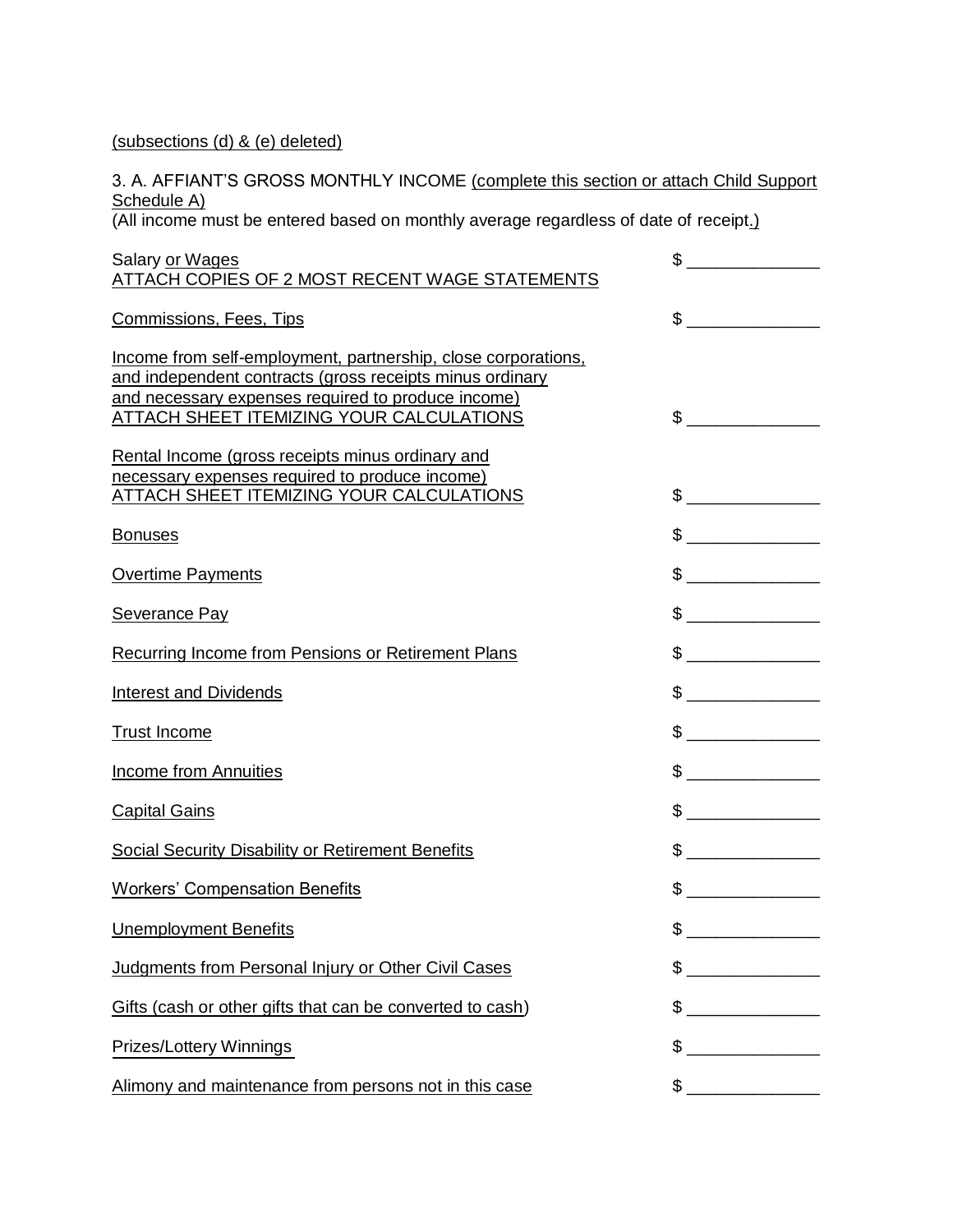(subsections (d) & (e) deleted)

3. A. AFFIANT'S GROSS MONTHLY INCOME (complete this section or attach Child Support Schedule A)
(All income must be entered based on monthly average regardless of date of receipt.)

| | |
|---|---|
| Salary or Wages<br>ATTACH COPIES OF 2 MOST RECENT WAGE STATEMENTS | $ ______________ |
| Commissions, Fees, Tips | $ ______________ |
| Income from self-employment, partnership, close corporations, and independent contracts (gross receipts minus ordinary and necessary expenses required to produce income)<br>ATTACH SHEET ITEMIZING YOUR CALCULATIONS | $ ______________ |
| Rental Income (gross receipts minus ordinary and necessary expenses required to produce income)<br>ATTACH SHEET ITEMIZING YOUR CALCULATIONS | $ ______________ |
| Bonuses | $ ______________ |
| Overtime Payments | $ ______________ |
| Severance Pay | $ ______________ |
| Recurring Income from Pensions or Retirement Plans | $ ______________ |
| Interest and Dividends | $ ______________ |
| Trust Income | $ ______________ |
| Income from Annuities | $ ______________ |
| Capital Gains | $ ______________ |
| Social Security Disability or Retirement Benefits | $ ______________ |
| Workers' Compensation Benefits | $ ______________ |
| Unemployment Benefits | $ ______________ |
| Judgments from Personal Injury or Other Civil Cases | $ ______________ |
| Gifts (cash or other gifts that can be converted to cash) | $ ______________ |
| Prizes/Lottery Winnings | $ ______________ |
| Alimony and maintenance from persons not in this case | $ ______________ |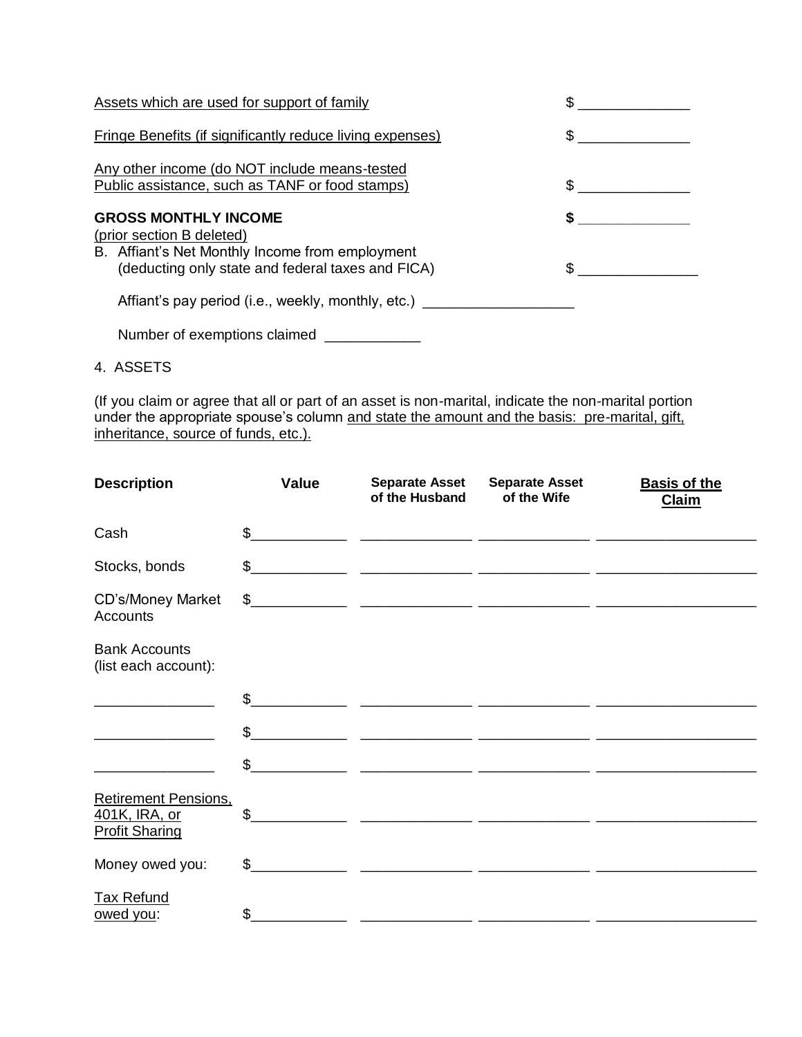Assets which are used for support of family $ _____________

Fringe Benefits (if significantly reduce living expenses) $ _____________

Any other income (do NOT include means-tested Public assistance, such as TANF or food stamps) $ _____________

**GROSS MONTHLY INCOME** **$ _____________**

(prior section B deleted)

B. Affiant's Net Monthly Income from employment (deducting only state and federal taxes and FICA) $ ______________

Affiant's pay period (i.e., weekly, monthly, etc.) __________________

Number of exemptions claimed ___________

4. ASSETS

(If you claim or agree that all or part of an asset is non-marital, indicate the non-marital portion under the appropriate spouse's column and state the amount and the basis: pre-marital, gift, inheritance, source of funds, etc.).

| Description | Value | Separate Asset of the Husband | Separate Asset of the Wife | Basis of the Claim |
|---|---|---|---|---|
| Cash | $___________ | _____________ | _____________ | ___________________ |
| Stocks, bonds | $___________ | _____________ | _____________ | ___________________ |
| CD's/Money Market Accounts | $___________ | _____________ | _____________ | ___________________ |
| Bank Accounts (list each account): | | | | |
| ______________ | $___________ | _____________ | _____________ | ___________________ |
| ______________ | $___________ | _____________ | _____________ | ___________________ |
| ______________ | $___________ | _____________ | _____________ | ___________________ |
| Retirement Pensions, 401K, IRA, or Profit Sharing | $___________ | _____________ | _____________ | ___________________ |
| Money owed you: | $___________ | _____________ | _____________ | ___________________ |
| Tax Refund owed you: | $___________ | _____________ | _____________ | ___________________ |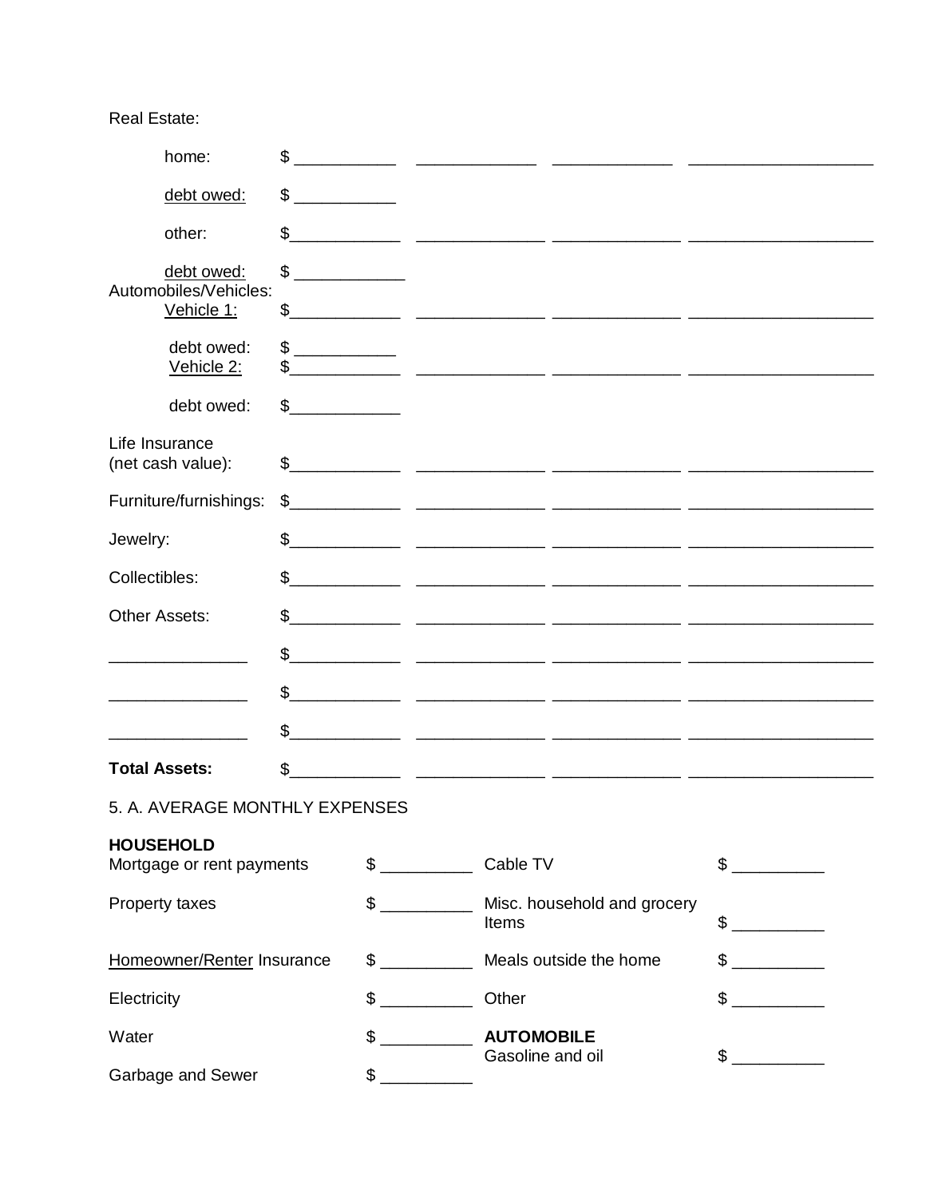Real Estate:

| | | | | |
|---|---|---|---|---|
| home: | $ ___________ | _____________ | _____________ | ___________________ |
| debt owed: | $ ___________ | | | |
| other: | $___________ | _____________ | _____________ | ___________________ |
| debt owed: | $ ___________ | | | |

Automobiles/Vehicles:

| | | | | |
|---|---|---|---|---|
| Vehicle 1: | $___________ | _____________ | _____________ | ___________________ |
| debt owed: | $ ___________ | | | |
| Vehicle 2: | $___________ | _____________ | _____________ | ___________________ |
| debt owed: | $___________ | | | |

| | | | | |
|---|---|---|---|---|
| Life Insurance (net cash value): | $___________ | _____________ | _____________ | ___________________ |
| Furniture/furnishings: | $___________ | _____________ | _____________ | ___________________ |
| Jewelry: | $___________ | _____________ | _____________ | ___________________ |
| Collectibles: | $___________ | _____________ | _____________ | ___________________ |
| Other Assets: | $___________ | _____________ | _____________ | ___________________ |
| _______________ | $___________ | _____________ | _____________ | ___________________ |
| _______________ | $___________ | _____________ | _____________ | ___________________ |
| _______________ | $___________ | _____________ | _____________ | ___________________ |
| **Total Assets:** | $___________ | _____________ | _____________ | ___________________ |

5. A. AVERAGE MONTHLY EXPENSES

**HOUSEHOLD**

| | | | |
|---|---|---|---|
| Mortgage or rent payments | $ __________ | Cable TV | $ __________ |
| Property taxes | $ __________ | Misc. household and grocery Items | $ __________ |
| Homeowner/Renter Insurance | $ __________ | Meals outside the home | $ __________ |
| Electricity | $ __________ | Other | $ __________ |
| Water | $ __________ | **AUTOMOBILE** Gasoline and oil | $ __________ |
| Garbage and Sewer | $ __________ | | |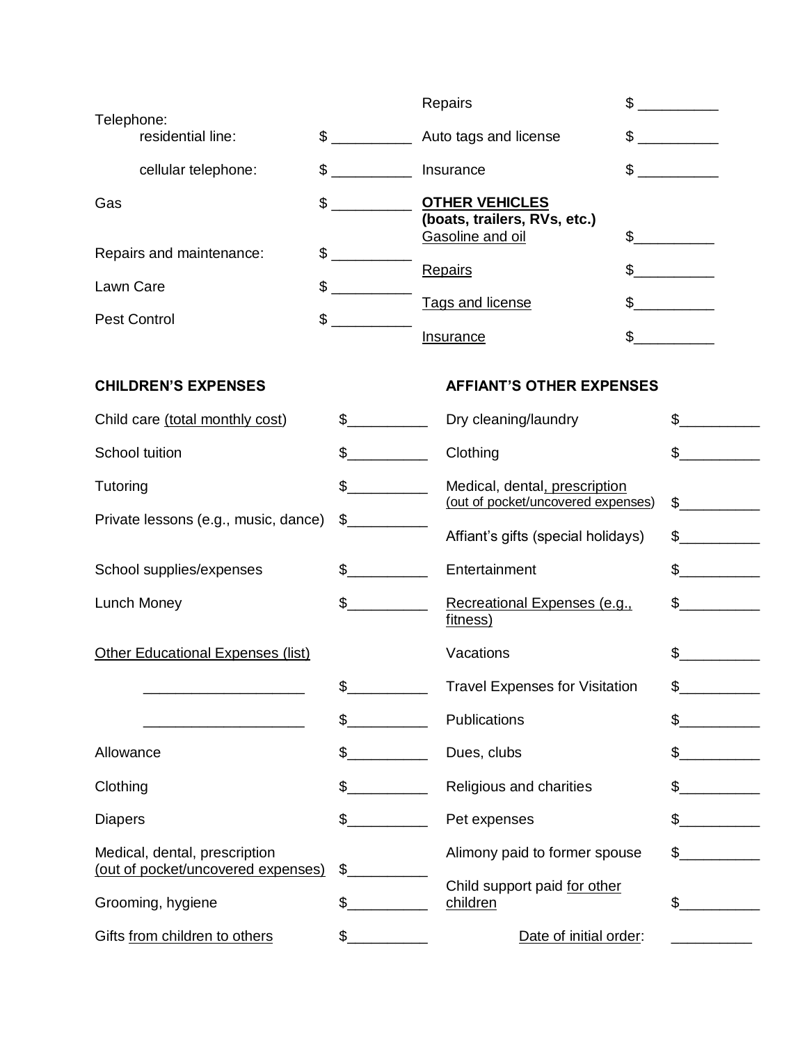| | |
|---|---|
| Telephone: | |
| residential line: | $ __________ |
| cellular telephone: | $ __________ |
| Gas | $ __________ |
| Repairs and maintenance: | $ __________ |
| Lawn Care | $ __________ |
| Pest Control | $ __________ |

| | |
|---|---|
| Repairs | $ __________ |
| Auto tags and license | $ __________ |
| Insurance | $ __________ |
| **OTHER VEHICLES (boats, trailers, RVs, etc.)** | |
| Gasoline and oil | $__________ |
| Repairs | $__________ |
| Tags and license | $__________ |
| Insurance | $__________ |

**CHILDREN'S EXPENSES**

| | |
|---|---|
| Child care (total monthly cost) | $__________ |
| School tuition | $__________ |
| Tutoring | $__________ |
| Private lessons (e.g., music, dance) | $__________ |
| School supplies/expenses | $__________ |
| Lunch Money | $__________ |
| Other Educational Expenses (list) | |
| ____________________ | $__________ |
| ____________________ | $__________ |
| Allowance | $__________ |
| Clothing | $__________ |
| Diapers | $__________ |
| Medical, dental, prescription (out of pocket/uncovered expenses) | $__________ |
| Grooming, hygiene | $__________ |
| Gifts from children to others | $__________ |

**AFFIANT'S OTHER EXPENSES**

| | |
|---|---|
| Dry cleaning/laundry | $__________ |
| Clothing | $__________ |
| Medical, dental, prescription (out of pocket/uncovered expenses) | $__________ |
| Affiant's gifts (special holidays) | $__________ |
| Entertainment | $__________ |
| Recreational Expenses (e.g., fitness) | $__________ |
| Vacations | $__________ |
| Travel Expenses for Visitation | $__________ |
| Publications | $__________ |
| Dues, clubs | $__________ |
| Religious and charities | $__________ |
| Pet expenses | $__________ |
| Alimony paid to former spouse | $__________ |
| Child support paid for other children | $__________ |
| Date of initial order: | __________ |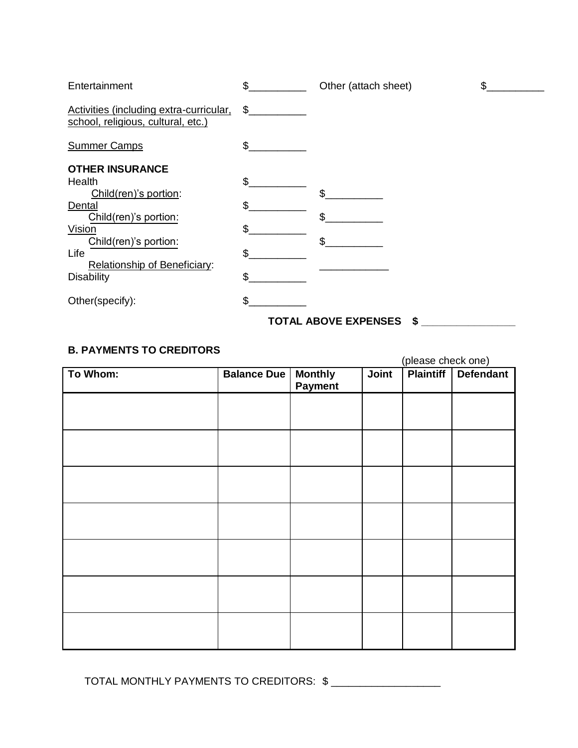Entertainment $__________ Other (attach sheet) $__________

Activities (including extra-curricular, school, religious, cultural, etc.) $__________

Summer Camps $__________

**OTHER INSURANCE**

Health $__________
Child(ren)'s portion: $__________
Dental $__________
Child(ren)'s portion: $__________
Vision $__________
Child(ren)'s portion: $__________
Life $__________
Relationship of Beneficiary: ____________
Disability $__________

Other(specify): $__________

**TOTAL ABOVE EXPENSES $ ________________**

**B. PAYMENTS TO CREDITORS**

(please check one)

| To Whom: | Balance Due | Monthly Payment | Joint | Plaintiff | Defendant |
|---|---|---|---|---|---|
| | | | | | |
| | | | | | |
| | | | | | |
| | | | | | |
| | | | | | |
| | | | | | |
| | | | | | |

TOTAL MONTHLY PAYMENTS TO CREDITORS: $ ___________________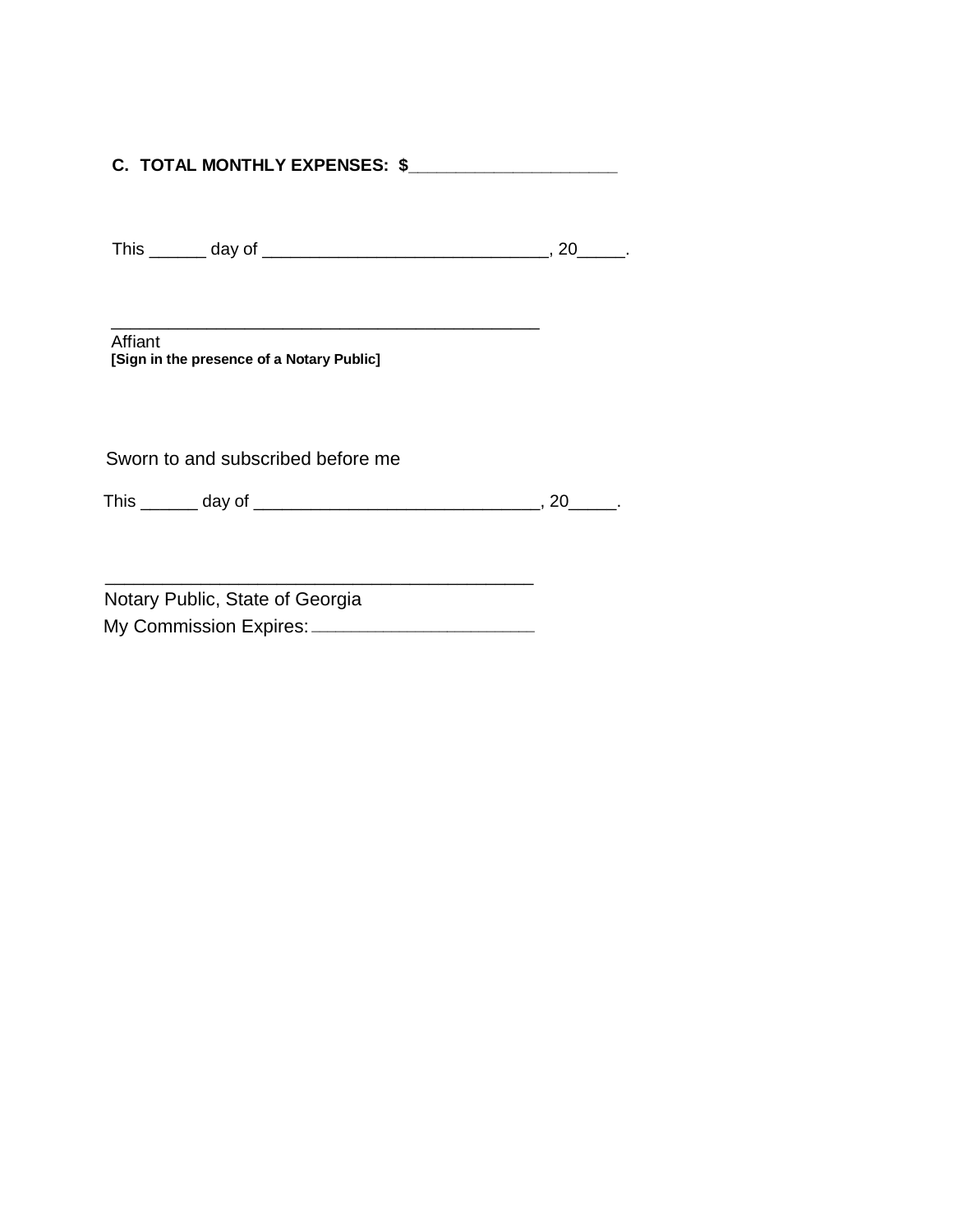**C. TOTAL MONTHLY EXPENSES: $______________________**

This ______ day of _____________________________, 20_____.

_____________________________________________
Affiant
**[Sign in the presence of a Notary Public]**

Sworn to and subscribed before me

This ______ day of _____________________________, 20_____.

_____________________________________________
Notary Public, State of Georgia
My Commission Expires: ______________________